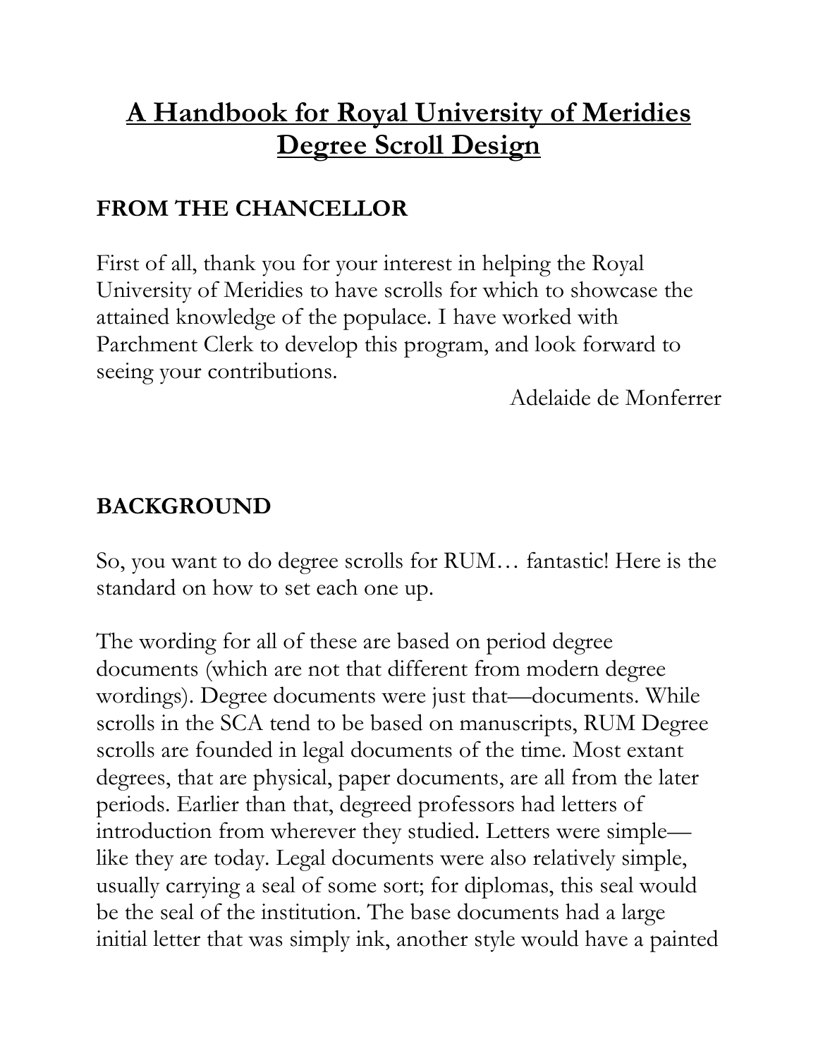# A Handbook for Royal University of Meridies Degree Scroll Design

## FROM THE CHANCELLOR

First of all, thank you for your interest in helping the Royal University of Meridies to have scrolls for which to showcase the attained knowledge of the populace. I have worked with Parchment Clerk to develop this program, and look forward to seeing your contributions.

Adelaide de Monferrer

## BACKGROUND

So, you want to do degree scrolls for RUM… fantastic! Here is the standard on how to set each one up.

The wording for all of these are based on period degree documents (which are not that different from modern degree wordings). Degree documents were just that—documents. While scrolls in the SCA tend to be based on manuscripts, RUM Degree scrolls are founded in legal documents of the time. Most extant degrees, that are physical, paper documents, are all from the later periods. Earlier than that, degreed professors had letters of introduction from wherever they studied. Letters were simple—like they are today. Legal documents were also relatively simple, usually carrying a seal of some sort; for diplomas, this seal would be the seal of the institution. The base documents had a large initial letter that was simply ink, another style would have a painted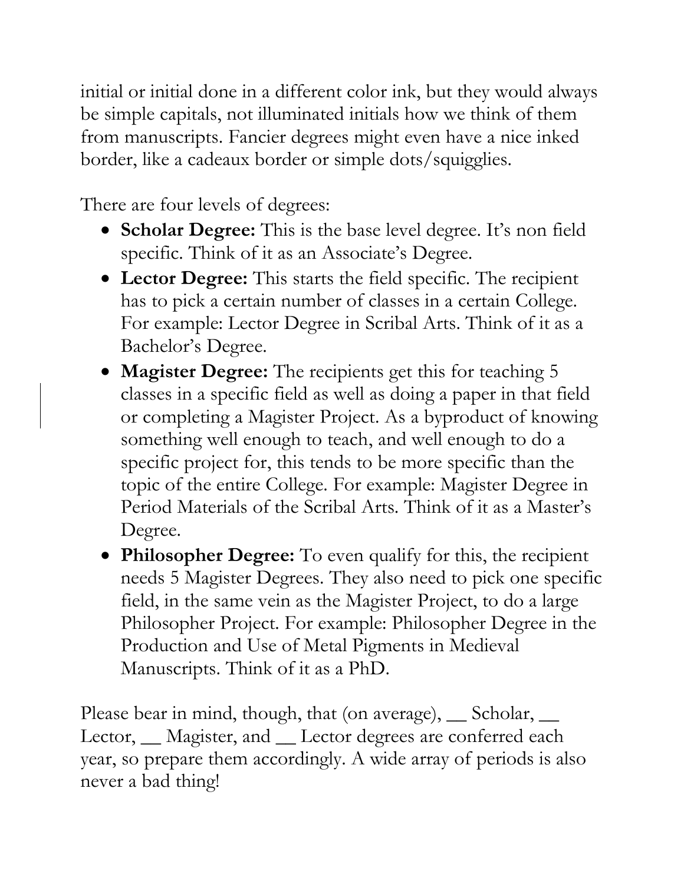initial or initial done in a different color ink, but they would always be simple capitals, not illuminated initials how we think of them from manuscripts. Fancier degrees might even have a nice inked border, like a cadeaux border or simple dots/squigglies.

There are four levels of degrees:

- **Scholar Degree:** This is the base level degree. It's non field specific. Think of it as an Associate's Degree.
- **Lector Degree:** This starts the field specific. The recipient has to pick a certain number of classes in a certain College. For example: Lector Degree in Scribal Arts. Think of it as a Bachelor's Degree.
- **Magister Degree:** The recipients get this for teaching 5 classes in a specific field as well as doing a paper in that field or completing a Magister Project. As a byproduct of knowing something well enough to teach, and well enough to do a specific project for, this tends to be more specific than the topic of the entire College. For example: Magister Degree in Period Materials of the Scribal Arts. Think of it as a Master's Degree.
- **Philosopher Degree:** To even qualify for this, the recipient needs 5 Magister Degrees. They also need to pick one specific field, in the same vein as the Magister Project, to do a large Philosopher Project. For example: Philosopher Degree in the Production and Use of Metal Pigments in Medieval Manuscripts. Think of it as a PhD.

Please bear in mind, though, that (on average), __ Scholar, __ Lector, __ Magister, and __ Lector degrees are conferred each year, so prepare them accordingly. A wide array of periods is also never a bad thing!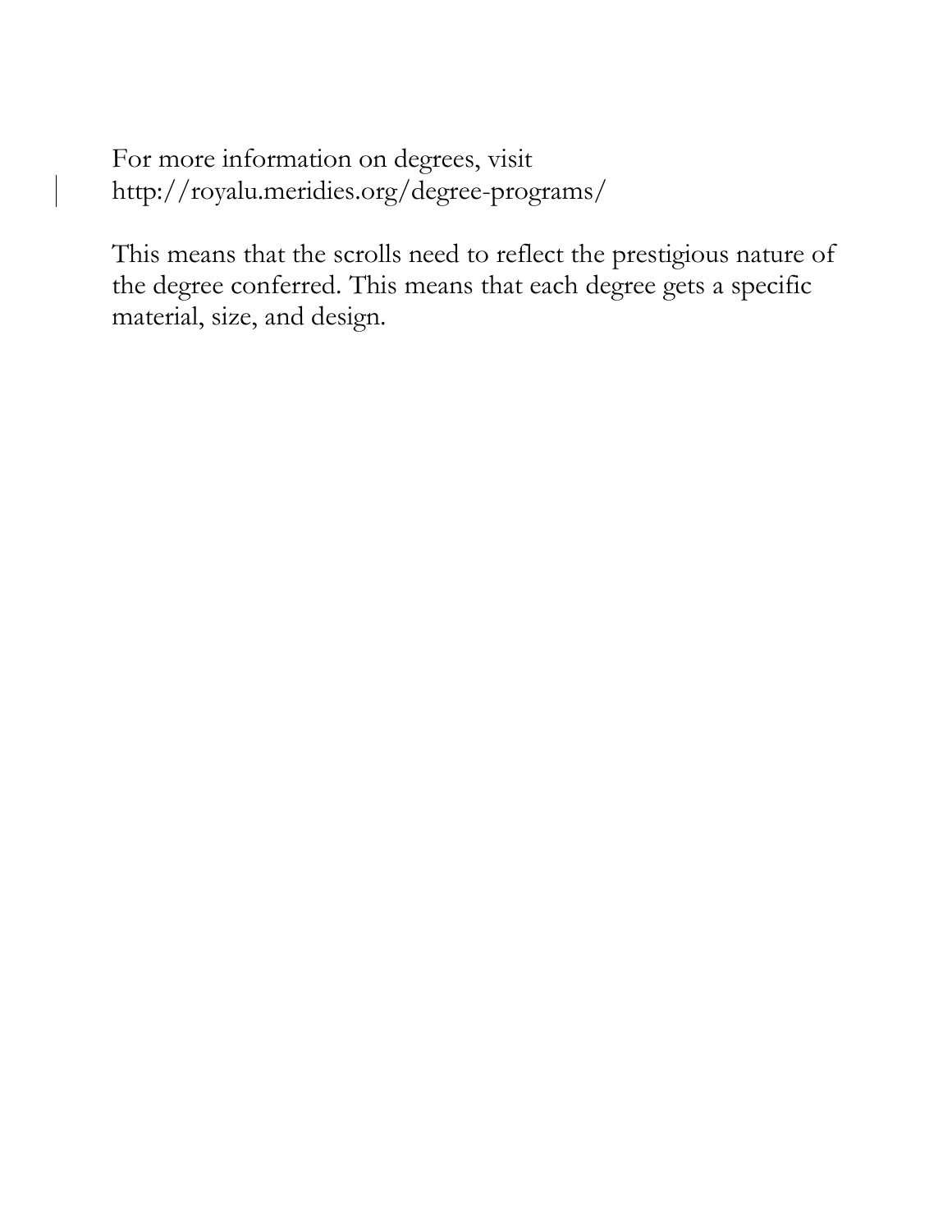For more information on degrees, visit http://royalu.meridies.org/degree-programs/

This means that the scrolls need to reflect the prestigious nature of the degree conferred. This means that each degree gets a specific material, size, and design.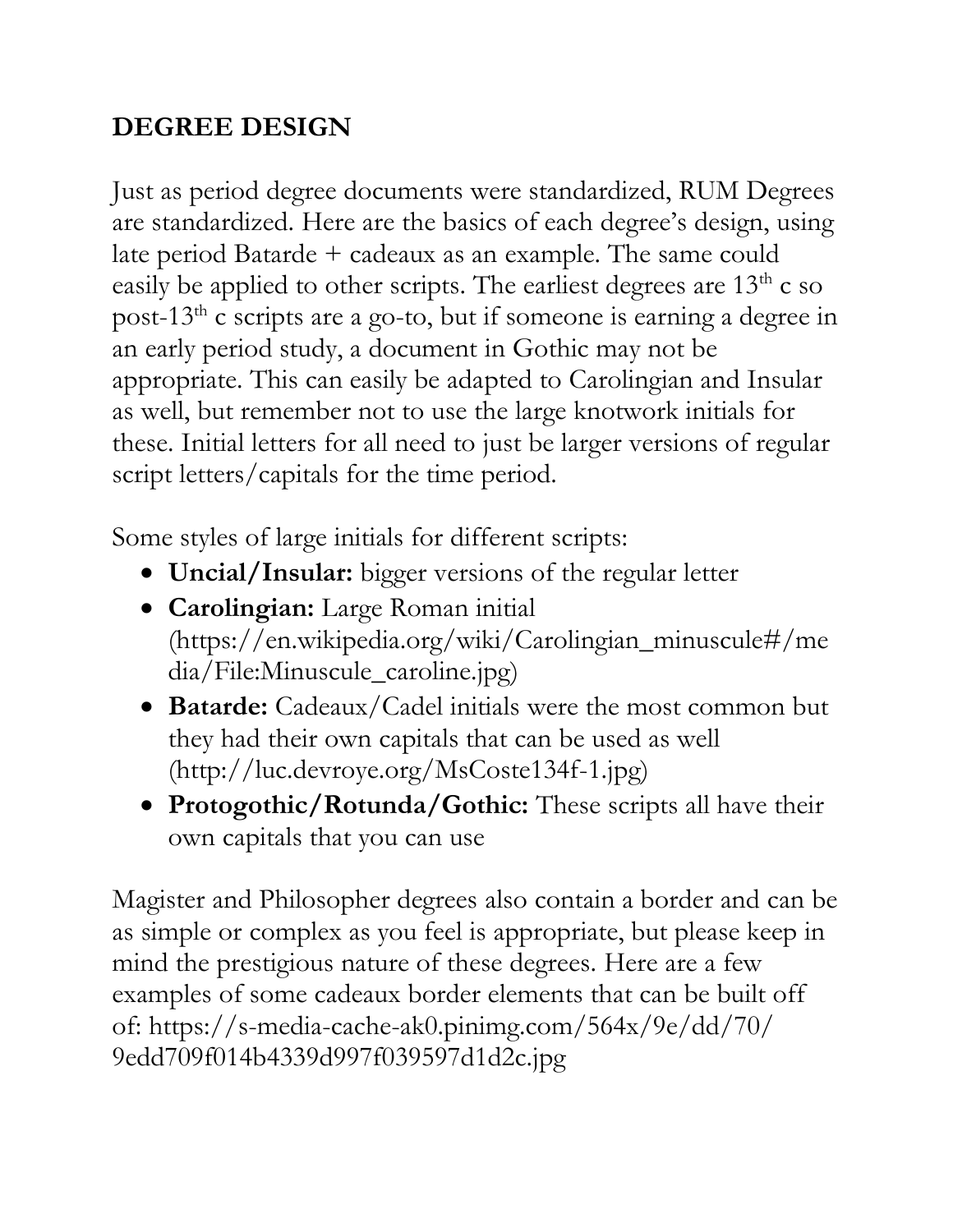## DEGREE DESIGN

Just as period degree documents were standardized, RUM Degrees are standardized. Here are the basics of each degree's design, using late period Batarde + cadeaux as an example. The same could easily be applied to other scripts. The earliest degrees are 13th c so post-13th c scripts are a go-to, but if someone is earning a degree in an early period study, a document in Gothic may not be appropriate. This can easily be adapted to Carolingian and Insular as well, but remember not to use the large knotwork initials for these. Initial letters for all need to just be larger versions of regular script letters/capitals for the time period.

Some styles of large initials for different scripts:

- **Uncial/Insular:** bigger versions of the regular letter
- **Carolingian:** Large Roman initial (https://en.wikipedia.org/wiki/Carolingian_minuscule#/media/File:Minuscule_caroline.jpg)
- **Batarde:** Cadeaux/Cadel initials were the most common but they had their own capitals that can be used as well (http://luc.devroye.org/MsCoste134f-1.jpg)
- **Protogothic/Rotunda/Gothic:** These scripts all have their own capitals that you can use

Magister and Philosopher degrees also contain a border and can be as simple or complex as you feel is appropriate, but please keep in mind the prestigious nature of these degrees. Here are a few examples of some cadeaux border elements that can be built off of: https://s-media-cache-ak0.pinimg.com/564x/9e/dd/70/9edd709f014b4339d997f039597d1d2c.jpg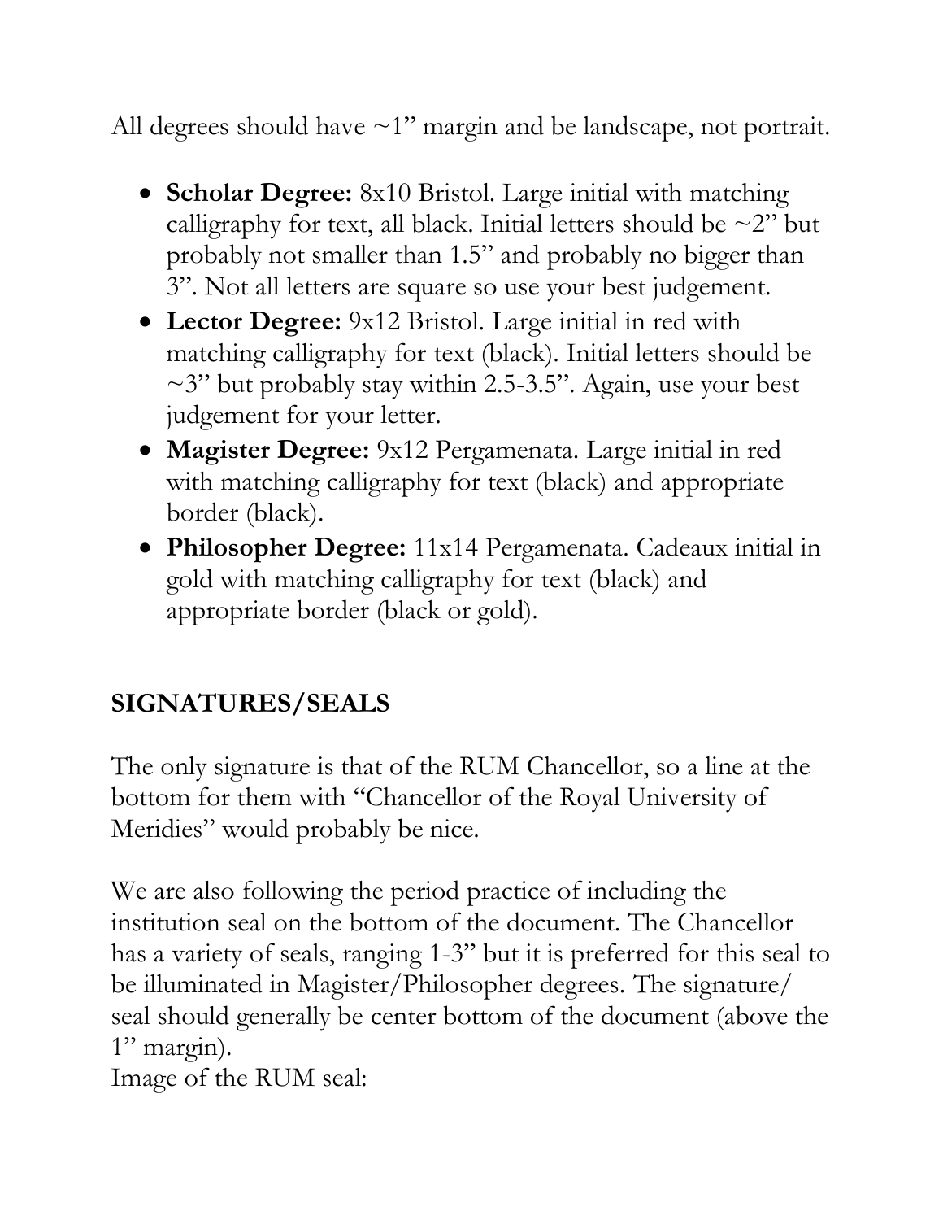All degrees should have ~1" margin and be landscape, not portrait.

- **Scholar Degree:** 8x10 Bristol. Large initial with matching calligraphy for text, all black. Initial letters should be ~2" but probably not smaller than 1.5" and probably no bigger than 3". Not all letters are square so use your best judgement.
- **Lector Degree:** 9x12 Bristol. Large initial in red with matching calligraphy for text (black). Initial letters should be ~3" but probably stay within 2.5-3.5". Again, use your best judgement for your letter.
- **Magister Degree:** 9x12 Pergamenata. Large initial in red with matching calligraphy for text (black) and appropriate border (black).
- **Philosopher Degree:** 11x14 Pergamenata. Cadeaux initial in gold with matching calligraphy for text (black) and appropriate border (black or gold).

## SIGNATURES/SEALS

The only signature is that of the RUM Chancellor, so a line at the bottom for them with "Chancellor of the Royal University of Meridies" would probably be nice.

We are also following the period practice of including the institution seal on the bottom of the document. The Chancellor has a variety of seals, ranging 1-3" but it is preferred for this seal to be illuminated in Magister/Philosopher degrees. The signature/seal should generally be center bottom of the document (above the 1" margin).

Image of the RUM seal: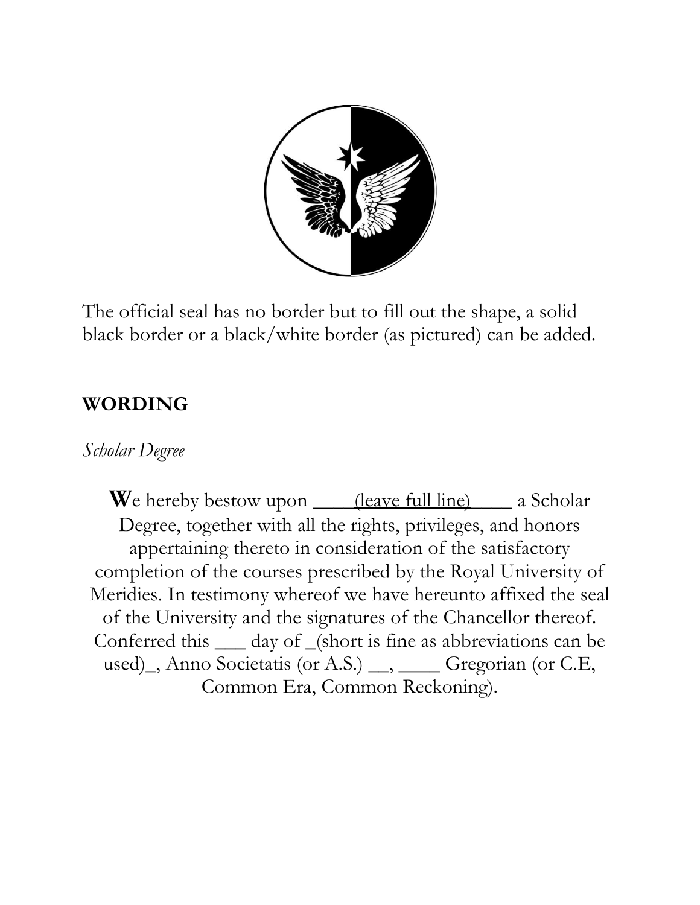The official seal has no border but to fill out the shape, a solid black border or a black/white border (as pictured) can be added.

## WORDING

*Scholar Degree*

**W**e hereby bestow upon ____(leave full line)____ a Scholar Degree, together with all the rights, privileges, and honors appertaining thereto in consideration of the satisfactory completion of the courses prescribed by the Royal University of Meridies. In testimony whereof we have hereunto affixed the seal of the University and the signatures of the Chancellor thereof. Conferred this ___ day of _(short is fine as abbreviations can be used)_, Anno Societatis (or A.S.) __, ____ Gregorian (or C.E, Common Era, Common Reckoning).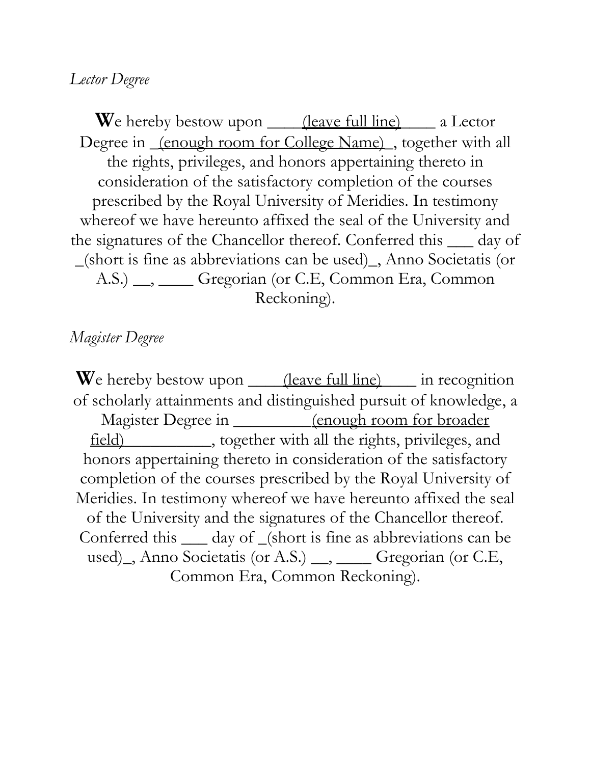*Lector Degree*

**W**e hereby bestow upon ____(leave full line)____ a Lector Degree in _(enough room for College Name)_, together with all the rights, privileges, and honors appertaining thereto in consideration of the satisfactory completion of the courses prescribed by the Royal University of Meridies. In testimony whereof we have hereunto affixed the seal of the University and the signatures of the Chancellor thereof. Conferred this ___ day of _(short is fine as abbreviations can be used)_, Anno Societatis (or A.S.) __, ____ Gregorian (or C.E, Common Era, Common Reckoning).

*Magister Degree*

**W**e hereby bestow upon ____(leave full line)____ in recognition of scholarly attainments and distinguished pursuit of knowledge, a Magister Degree in _________(enough room for broader field)__________, together with all the rights, privileges, and honors appertaining thereto in consideration of the satisfactory completion of the courses prescribed by the Royal University of Meridies. In testimony whereof we have hereunto affixed the seal of the University and the signatures of the Chancellor thereof. Conferred this ___ day of _(short is fine as abbreviations can be used)_, Anno Societatis (or A.S.) __, ____ Gregorian (or C.E, Common Era, Common Reckoning).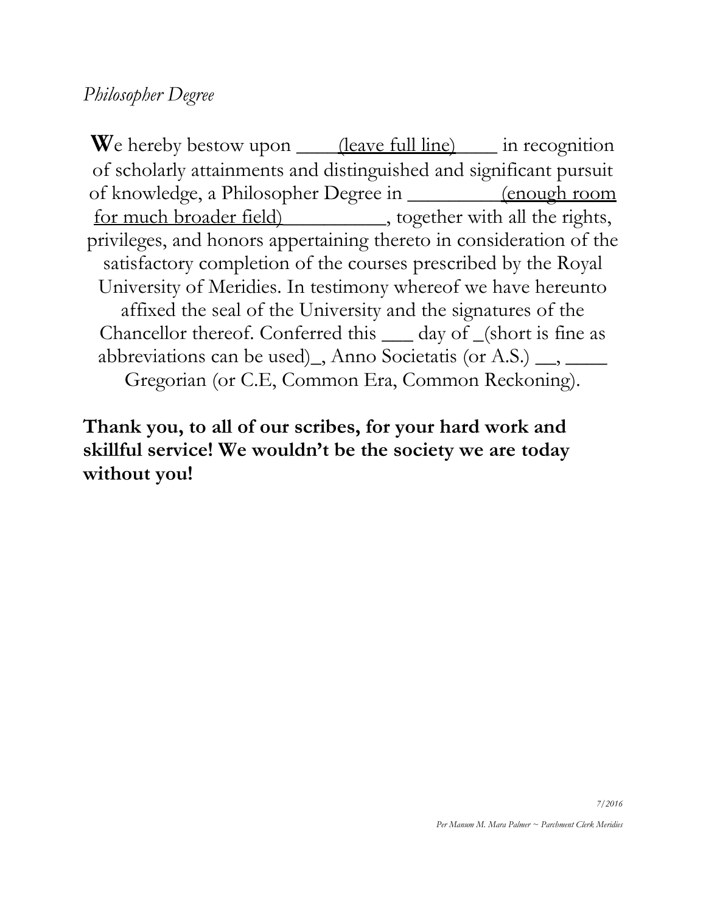*Philosopher Degree*

**W**e hereby bestow upon ____(leave full line)____ in recognition of scholarly attainments and distinguished and significant pursuit of knowledge, a Philosopher Degree in _________(enough room for much broader field)__________, together with all the rights, privileges, and honors appertaining thereto in consideration of the satisfactory completion of the courses prescribed by the Royal University of Meridies. In testimony whereof we have hereunto affixed the seal of the University and the signatures of the Chancellor thereof. Conferred this ___ day of _(short is fine as abbreviations can be used)_, Anno Societatis (or A.S.) __, ____ Gregorian (or C.E, Common Era, Common Reckoning).

**Thank you, to all of our scribes, for your hard work and skillful service! We wouldn't be the society we are today without you!**

*7/2016*

*Per Manum M. Mara Palmer ~ Parchment Clerk Meridies*